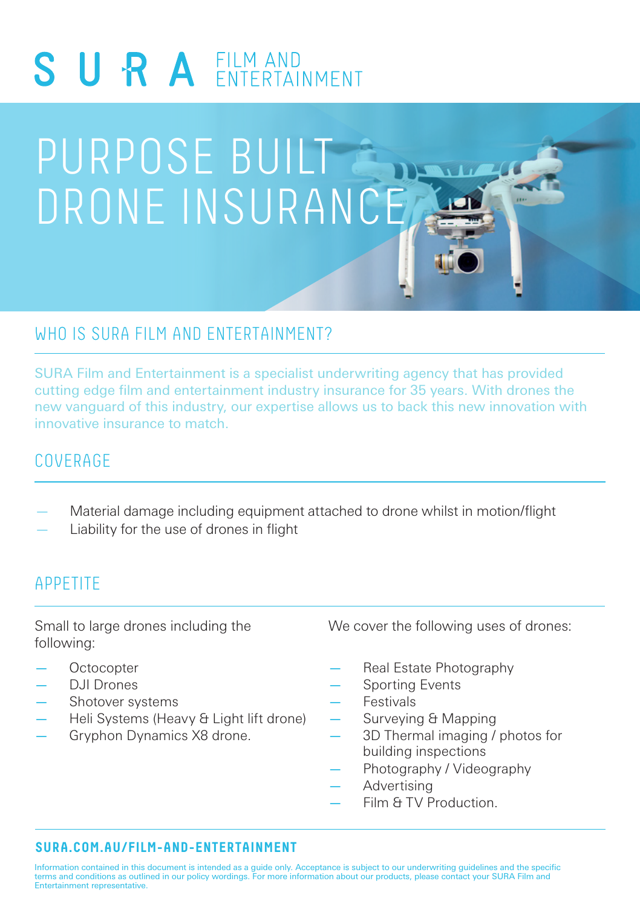# SURA FILM AND ENTERTAINMENT

# PURPOSE BUILT DRONE INSURANCE

## WHO IS SURA FILM AND ENTERTAINMENT?

SURA Film and Entertainment is a specialist underwriting agency that has provided cutting edge film and entertainment industry insurance for 35 years. With drones the new vanguard of this industry, our expertise allows us to back this new innovation with innovative insurance to match.

## COVERAGE

- Material damage including equipment attached to drone whilst in motion/flight
- Liability for the use of drones in flight

## APPETITE

Small to large drones including the following:

- Octocopter
- DJI Drones
- Shotover systems
- Heli Systems (Heavy & Light lift drone)
- Gryphon Dynamics X8 drone.

We cover the following uses of drones:

- Real Estate Photography
- Sporting Events
- Festivals
- Surveying & Mapping
- 3D Thermal imaging / photos for building inspections
- Photography / Videography
- Advertising
- Film & TV Production.

**SURA.COM.AU/FILM-AND-ENTERTAINMENT**

Information contained in this document is intended as a guide only. Acceptance is subject to our underwriting guidelines and the specific terms and conditions as outlined in our policy wordings. For more information about our products, please contact your SURA Film and Entertainment representative.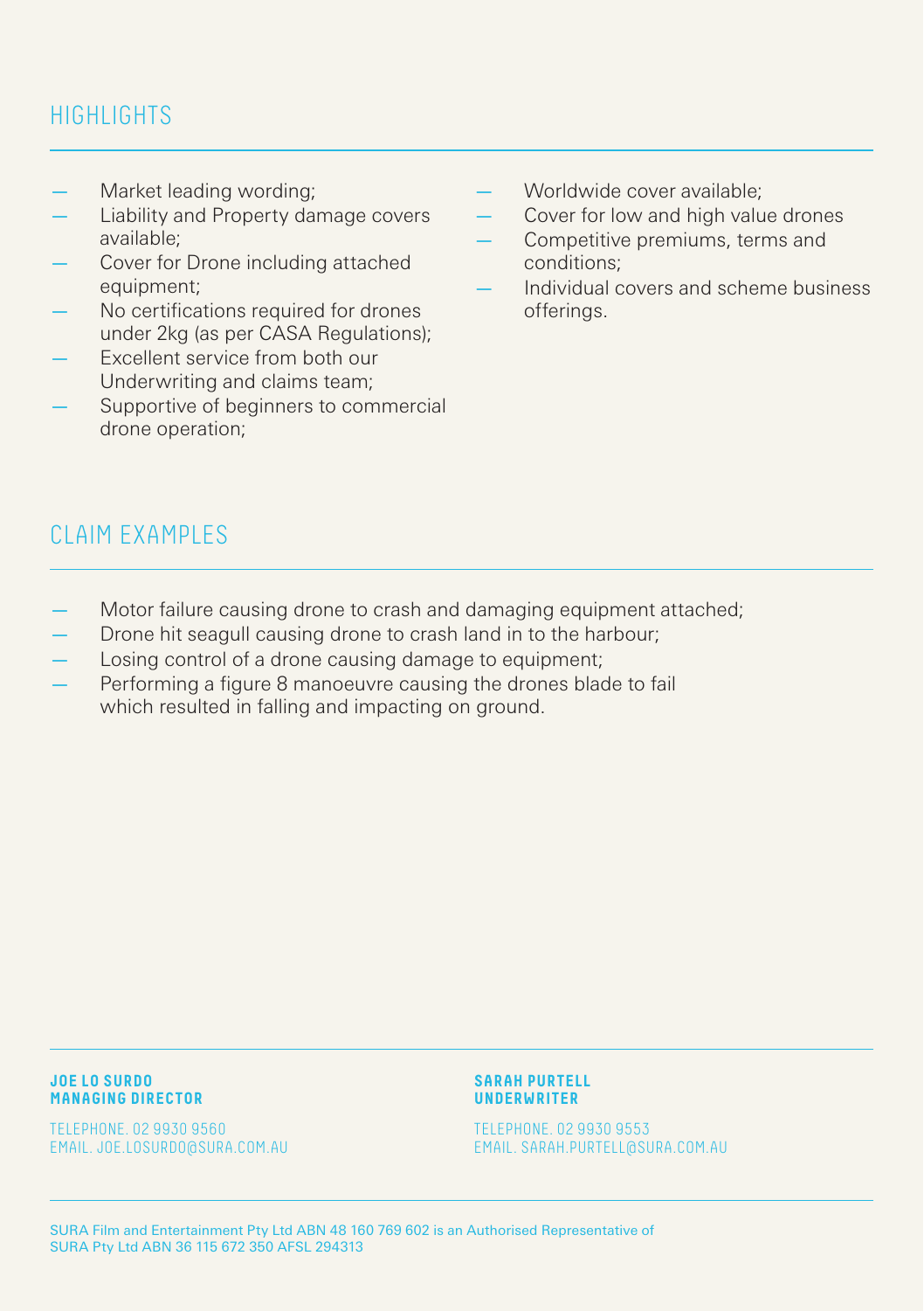## HIGHLIGHTS

- Market leading wording;
- Liability and Property damage covers available;
- Cover for Drone including attached equipment;
- No certifications required for drones under 2kg (as per CASA Regulations);
- Excellent service from both our Underwriting and claims team;
- Supportive of beginners to commercial drone operation;
- Worldwide cover available;
- Cover for low and high value drones
- Competitive premiums, terms and conditions;
- Individual covers and scheme business offerings.

## CLAIM EXAMPLES

- Motor failure causing drone to crash and damaging equipment attached;
- Drone hit seagull causing drone to crash land in to the harbour;
- Losing control of a drone causing damage to equipment;
- Performing a figure 8 manoeuvre causing the drones blade to fail which resulted in falling and impacting on ground.

**JOE LO SURDO**
**MANAGING DIRECTOR**

TELEPHONE. 02 9930 9560
EMAIL. JOE.LOSURDO@SURA.COM.AU

**SARAH PURTELL**
**UNDERWRITER**

TELEPHONE. 02 9930 9553
EMAIL. SARAH.PURTELL@SURA.COM.AU

SURA Film and Entertainment Pty Ltd ABN 48 160 769 602 is an Authorised Representative of SURA Pty Ltd ABN 36 115 672 350 AFSL 294313